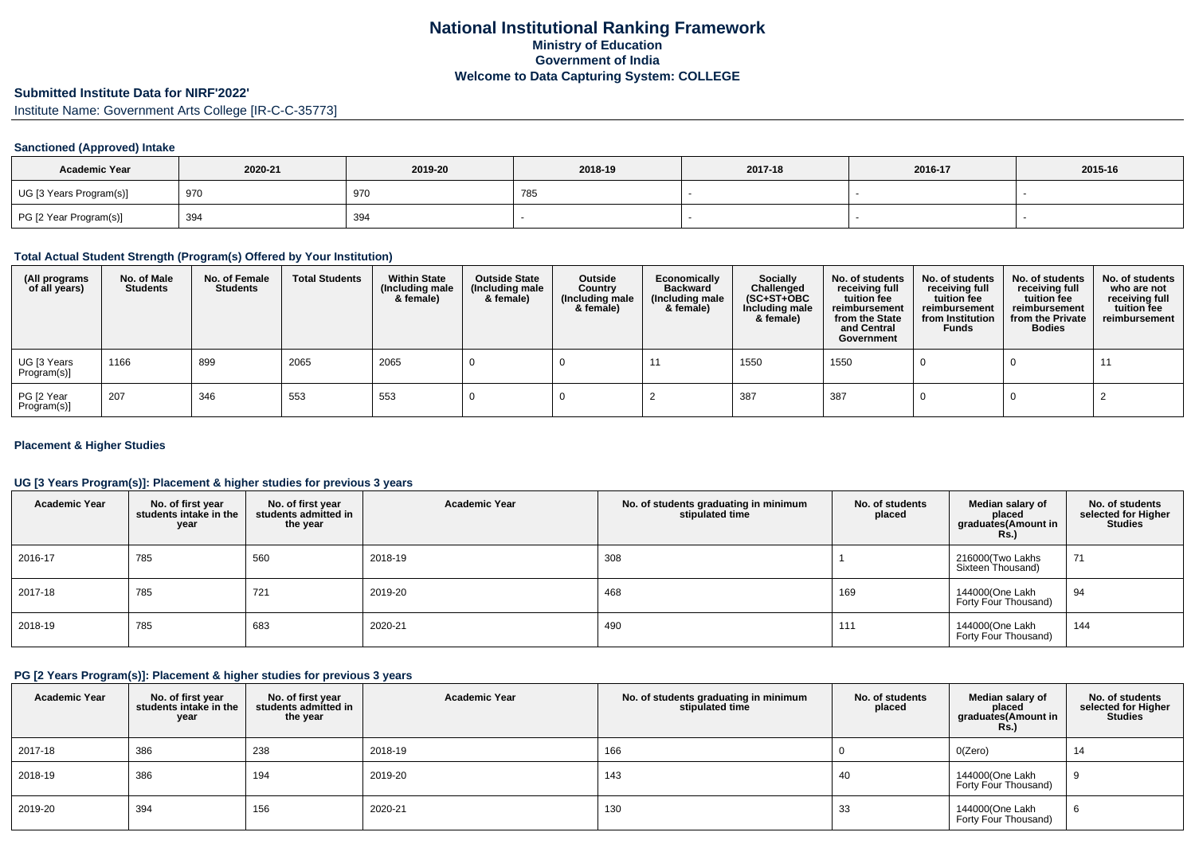# National Institutional Ranking Framework
## Ministry of Education
## Government of India
## Welcome to Data Capturing System: COLLEGE

**Submitted Institute Data for NIRF'2022'**

Institute Name: Government Arts College [IR-C-C-35773]

### Sanctioned (Approved) Intake

| Academic Year | 2020-21 | 2019-20 | 2018-19 | 2017-18 | 2016-17 | 2015-16 |
|---|---|---|---|---|---|---|
| UG [3 Years Program(s)] | 970 | 970 | 785 | - | - | - |
| PG [2 Year Program(s)] | 394 | 394 | - | - | - | - |

### Total Actual Student Strength (Program(s) Offered by Your Institution)

| (All programs of all years) | No. of Male Students | No. of Female Students | Total Students | Within State (Including male & female) | Outside State (Including male & female) | Outside Country (Including male & female) | Economically Backward (Including male & female) | Socially Challenged (SC+ST+OBC Including male & female) | No. of students receiving full tuition fee reimbursement from the State and Central Government | No. of students receiving full tuition fee reimbursement from Institution Funds | No. of students receiving full tuition fee reimbursement from the Private Bodies | No. of students who are not receiving full tuition fee reimbursement |
|---|---|---|---|---|---|---|---|---|---|---|---|---|
| UG [3 Years Program(s)] | 1166 | 899 | 2065 | 2065 | 0 | 0 | 11 | 1550 | 1550 | 0 | 0 | 11 |
| PG [2 Year Program(s)] | 207 | 346 | 553 | 553 | 0 | 0 | 2 | 387 | 387 | 0 | 0 | 2 |

### Placement & Higher Studies

#### UG [3 Years Program(s)]: Placement & higher studies for previous 3 years

| Academic Year | No. of first year students intake in the year | No. of first year students admitted in the year | Academic Year | No. of students graduating in minimum stipulated time | No. of students placed | Median salary of placed graduates(Amount in Rs.) | No. of students selected for Higher Studies |
|---|---|---|---|---|---|---|---|
| 2016-17 | 785 | 560 | 2018-19 | 308 | 1 | 216000(Two Lakhs Sixteen Thousand) | 71 |
| 2017-18 | 785 | 721 | 2019-20 | 468 | 169 | 144000(One Lakh Forty Four Thousand) | 94 |
| 2018-19 | 785 | 683 | 2020-21 | 490 | 111 | 144000(One Lakh Forty Four Thousand) | 144 |

#### PG [2 Years Program(s)]: Placement & higher studies for previous 3 years

| Academic Year | No. of first year students intake in the year | No. of first year students admitted in the year | Academic Year | No. of students graduating in minimum stipulated time | No. of students placed | Median salary of placed graduates(Amount in Rs.) | No. of students selected for Higher Studies |
|---|---|---|---|---|---|---|---|
| 2017-18 | 386 | 238 | 2018-19 | 166 | 0 | 0(Zero) | 14 |
| 2018-19 | 386 | 194 | 2019-20 | 143 | 40 | 144000(One Lakh Forty Four Thousand) | 9 |
| 2019-20 | 394 | 156 | 2020-21 | 130 | 33 | 144000(One Lakh Forty Four Thousand) | 6 |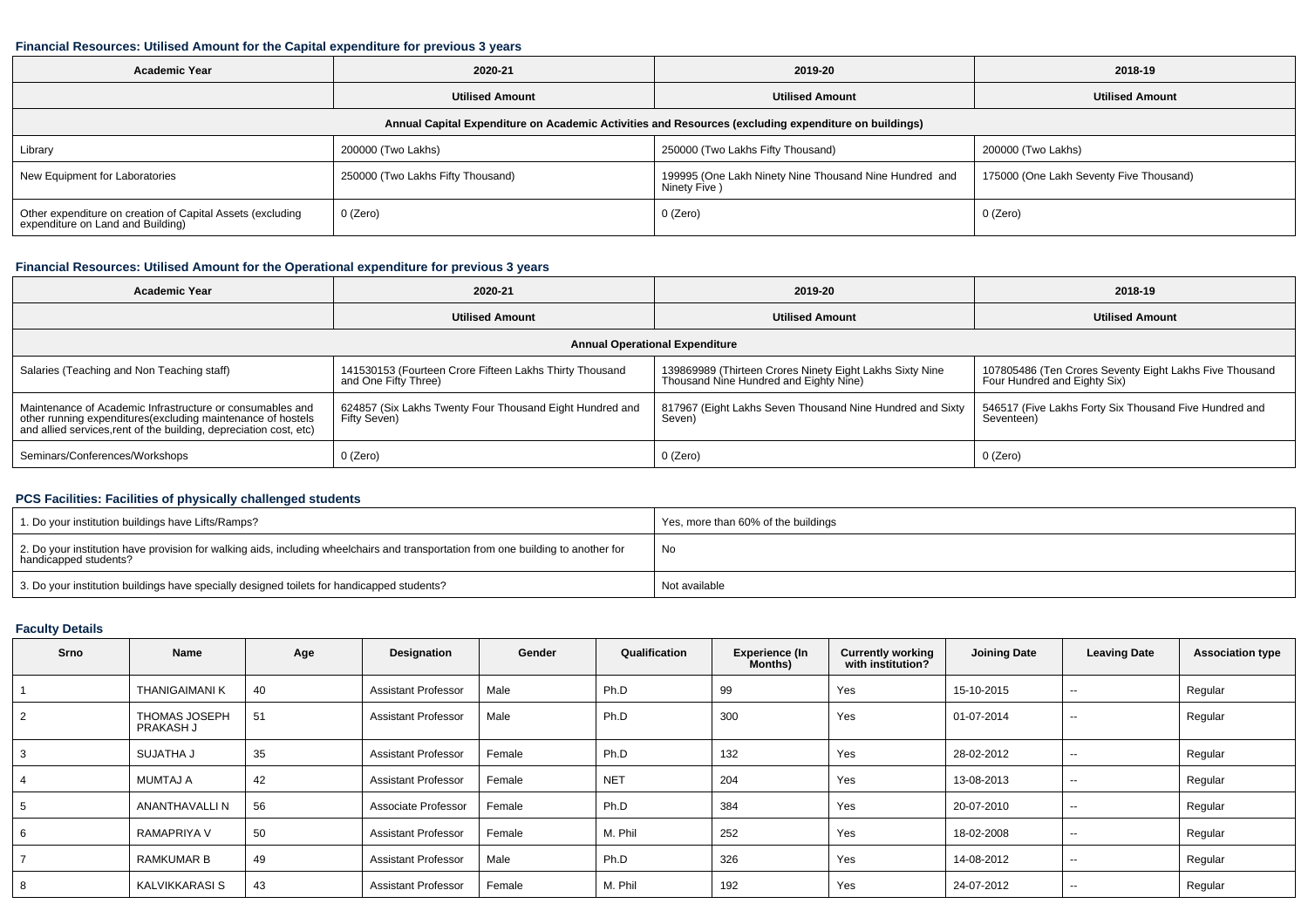### Financial Resources: Utilised Amount for the Capital expenditure for previous 3 years

| Academic Year | 2020-21 | 2019-20 | 2018-19 |
|---|---|---|---|
| | Utilised Amount | Utilised Amount | Utilised Amount |
| **Annual Capital Expenditure on Academic Activities and Resources (excluding expenditure on buildings)** | | | |
| Library | 200000 (Two Lakhs) | 250000 (Two Lakhs Fifty Thousand) | 200000 (Two Lakhs) |
| New Equipment for Laboratories | 250000 (Two Lakhs Fifty Thousand) | 199995 (One Lakh Ninety Nine Thousand Nine Hundred and Ninety Five ) | 175000 (One Lakh Seventy Five Thousand) |
| Other expenditure on creation of Capital Assets (excluding expenditure on Land and Building) | 0 (Zero) | 0 (Zero) | 0 (Zero) |

### Financial Resources: Utilised Amount for the Operational expenditure for previous 3 years

| Academic Year | 2020-21 | 2019-20 | 2018-19 |
|---|---|---|---|
| | Utilised Amount | Utilised Amount | Utilised Amount |
| **Annual Operational Expenditure** | | | |
| Salaries (Teaching and Non Teaching staff) | 141530153 (Fourteen Crore Fifteen Lakhs Thirty Thousand and One Fifty Three) | 139869989 (Thirteen Crores Ninety Eight Lakhs Sixty Nine Thousand Nine Hundred and Eighty Nine) | 107805486 (Ten Crores Seventy Eight Lakhs Five Thousand Four Hundred and Eighty Six) |
| Maintenance of Academic Infrastructure or consumables and other running expenditures(excluding maintenance of hostels and allied services,rent of the building, depreciation cost, etc) | 624857 (Six Lakhs Twenty Four Thousand Eight Hundred and Fifty Seven) | 817967 (Eight Lakhs Seven Thousand Nine Hundred and Sixty Seven) | 546517 (Five Lakhs Forty Six Thousand Five Hundred and Seventeen) |
| Seminars/Conferences/Workshops | 0 (Zero) | 0 (Zero) | 0 (Zero) |

### PCS Facilities: Facilities of physically challenged students

| | |
|---|---|
| 1. Do your institution buildings have Lifts/Ramps? | Yes, more than 60% of the buildings |
| 2. Do your institution have provision for walking aids, including wheelchairs and transportation from one building to another for handicapped students? | No |
| 3. Do your institution buildings have specially designed toilets for handicapped students? | Not available |

### Faculty Details

| Srno | Name | Age | Designation | Gender | Qualification | Experience (In Months) | Currently working with institution? | Joining Date | Leaving Date | Association type |
|---|---|---|---|---|---|---|---|---|---|---|
| 1 | THANIGAIMANI K | 40 | Assistant Professor | Male | Ph.D | 99 | Yes | 15-10-2015 | -- | Regular |
| 2 | THOMAS JOSEPH PRAKASH J | 51 | Assistant Professor | Male | Ph.D | 300 | Yes | 01-07-2014 | -- | Regular |
| 3 | SUJATHA J | 35 | Assistant Professor | Female | Ph.D | 132 | Yes | 28-02-2012 | -- | Regular |
| 4 | MUMTAJ A | 42 | Assistant Professor | Female | NET | 204 | Yes | 13-08-2013 | -- | Regular |
| 5 | ANANTHAVALLI N | 56 | Associate Professor | Female | Ph.D | 384 | Yes | 20-07-2010 | -- | Regular |
| 6 | RAMAPRIYA V | 50 | Assistant Professor | Female | M. Phil | 252 | Yes | 18-02-2008 | -- | Regular |
| 7 | RAMKUMAR B | 49 | Assistant Professor | Male | Ph.D | 326 | Yes | 14-08-2012 | -- | Regular |
| 8 | KALVIKKARASI S | 43 | Assistant Professor | Female | M. Phil | 192 | Yes | 24-07-2012 | -- | Regular |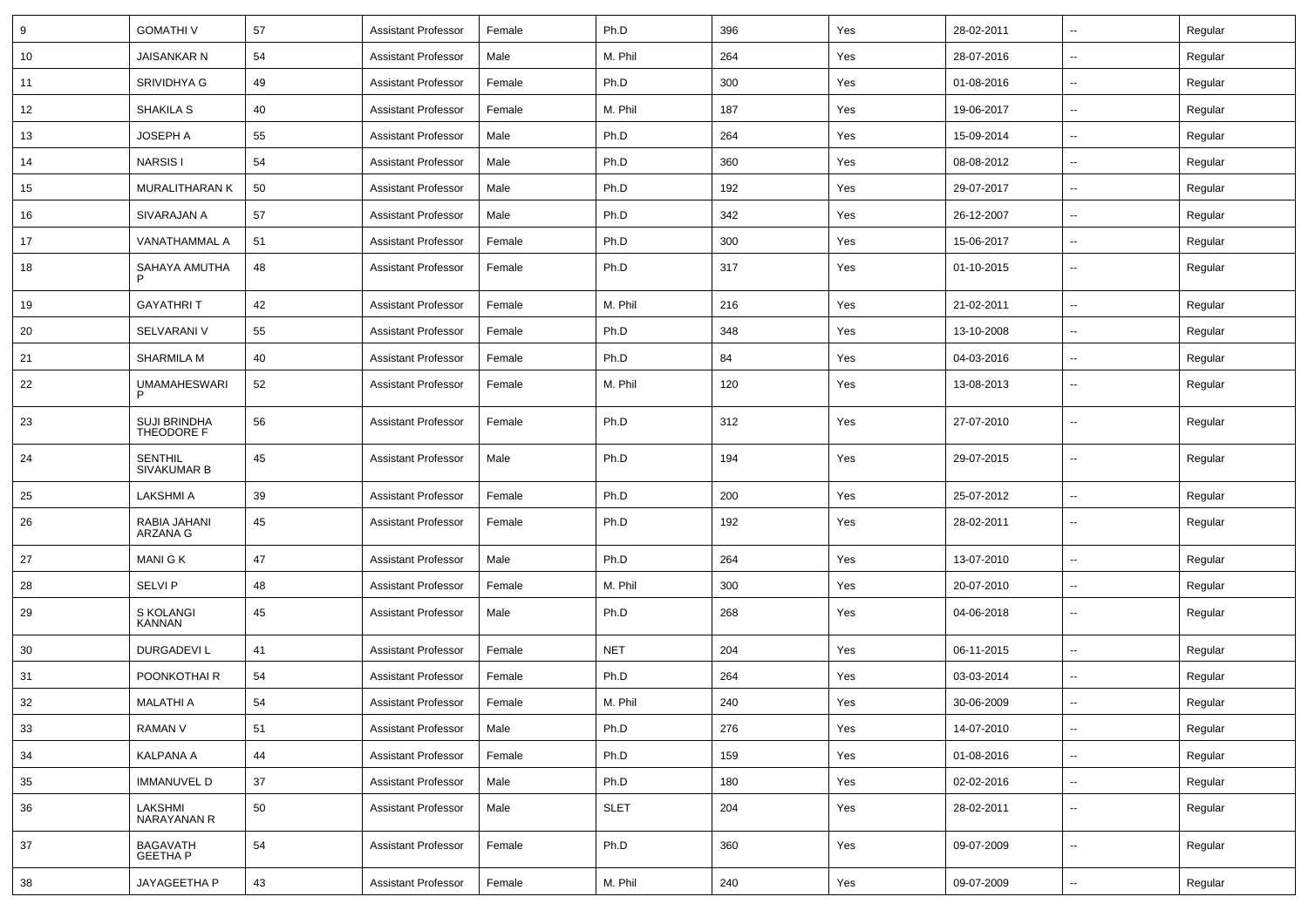| 9 | GOMATHI V | 57 | Assistant Professor | Female | Ph.D | 396 | Yes | 28-02-2011 | -- | Regular |
|---|---|---|---|---|---|---|---|---|---|---|
| 10 | JAISANKAR N | 54 | Assistant Professor | Male | M. Phil | 264 | Yes | 28-07-2016 | -- | Regular |
| 11 | SRIVIDHYA G | 49 | Assistant Professor | Female | Ph.D | 300 | Yes | 01-08-2016 | -- | Regular |
| 12 | SHAKILA S | 40 | Assistant Professor | Female | M. Phil | 187 | Yes | 19-06-2017 | -- | Regular |
| 13 | JOSEPH A | 55 | Assistant Professor | Male | Ph.D | 264 | Yes | 15-09-2014 | -- | Regular |
| 14 | NARSIS I | 54 | Assistant Professor | Male | Ph.D | 360 | Yes | 08-08-2012 | -- | Regular |
| 15 | MURALITHARAN K | 50 | Assistant Professor | Male | Ph.D | 192 | Yes | 29-07-2017 | -- | Regular |
| 16 | SIVARAJAN A | 57 | Assistant Professor | Male | Ph.D | 342 | Yes | 26-12-2007 | -- | Regular |
| 17 | VANATHAMMAL A | 51 | Assistant Professor | Female | Ph.D | 300 | Yes | 15-06-2017 | -- | Regular |
| 18 | SAHAYA AMUTHA P | 48 | Assistant Professor | Female | Ph.D | 317 | Yes | 01-10-2015 | -- | Regular |
| 19 | GAYATHRI T | 42 | Assistant Professor | Female | M. Phil | 216 | Yes | 21-02-2011 | -- | Regular |
| 20 | SELVARANI V | 55 | Assistant Professor | Female | Ph.D | 348 | Yes | 13-10-2008 | -- | Regular |
| 21 | SHARMILA M | 40 | Assistant Professor | Female | Ph.D | 84 | Yes | 04-03-2016 | -- | Regular |
| 22 | UMAMAHESWARI P | 52 | Assistant Professor | Female | M. Phil | 120 | Yes | 13-08-2013 | -- | Regular |
| 23 | SUJI BRINDHA THEODORE F | 56 | Assistant Professor | Female | Ph.D | 312 | Yes | 27-07-2010 | -- | Regular |
| 24 | SENTHIL SIVAKUMAR B | 45 | Assistant Professor | Male | Ph.D | 194 | Yes | 29-07-2015 | -- | Regular |
| 25 | LAKSHMI A | 39 | Assistant Professor | Female | Ph.D | 200 | Yes | 25-07-2012 | -- | Regular |
| 26 | RABIA JAHANI ARZANA G | 45 | Assistant Professor | Female | Ph.D | 192 | Yes | 28-02-2011 | -- | Regular |
| 27 | MANI G K | 47 | Assistant Professor | Male | Ph.D | 264 | Yes | 13-07-2010 | -- | Regular |
| 28 | SELVI P | 48 | Assistant Professor | Female | M. Phil | 300 | Yes | 20-07-2010 | -- | Regular |
| 29 | S KOLANGI KANNAN | 45 | Assistant Professor | Male | Ph.D | 268 | Yes | 04-06-2018 | -- | Regular |
| 30 | DURGADEVI L | 41 | Assistant Professor | Female | NET | 204 | Yes | 06-11-2015 | -- | Regular |
| 31 | POONKOTHAI R | 54 | Assistant Professor | Female | Ph.D | 264 | Yes | 03-03-2014 | -- | Regular |
| 32 | MALATHI A | 54 | Assistant Professor | Female | M. Phil | 240 | Yes | 30-06-2009 | -- | Regular |
| 33 | RAMAN V | 51 | Assistant Professor | Male | Ph.D | 276 | Yes | 14-07-2010 | -- | Regular |
| 34 | KALPANA A | 44 | Assistant Professor | Female | Ph.D | 159 | Yes | 01-08-2016 | -- | Regular |
| 35 | IMMANUVEL D | 37 | Assistant Professor | Male | Ph.D | 180 | Yes | 02-02-2016 | -- | Regular |
| 36 | LAKSHMI NARAYANAN R | 50 | Assistant Professor | Male | SLET | 204 | Yes | 28-02-2011 | -- | Regular |
| 37 | BAGAVATH GEETHA P | 54 | Assistant Professor | Female | Ph.D | 360 | Yes | 09-07-2009 | -- | Regular |
| 38 | JAYAGEETHA P | 43 | Assistant Professor | Female | M. Phil | 240 | Yes | 09-07-2009 | -- | Regular |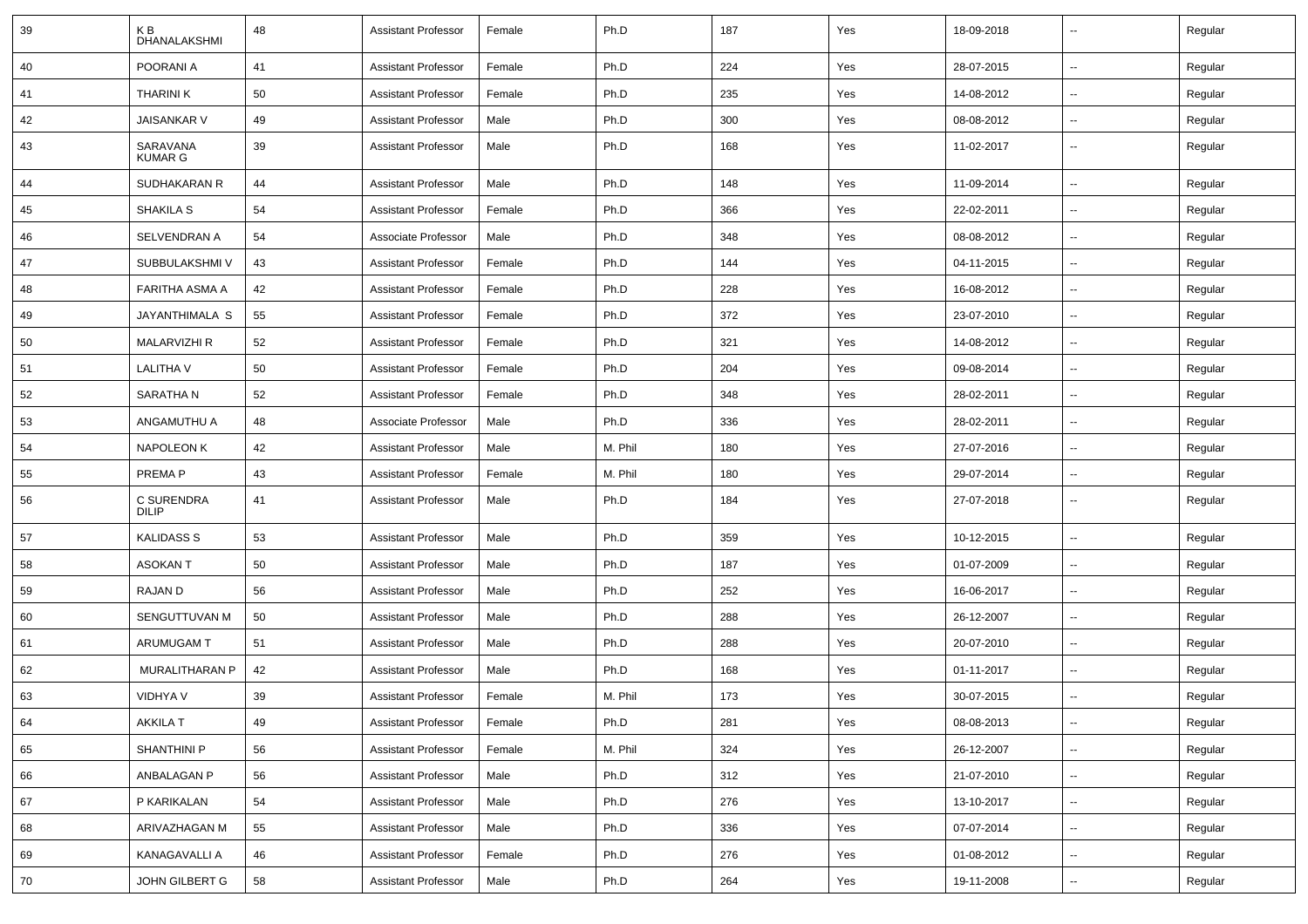| 39 | K B DHANALAKSHMI | 48 | Assistant Professor | Female | Ph.D | 187 | Yes | 18-09-2018 | -- | Regular |
|---|---|---|---|---|---|---|---|---|---|---|
| 40 | POORANI A | 41 | Assistant Professor | Female | Ph.D | 224 | Yes | 28-07-2015 | -- | Regular |
| 41 | THARINI K | 50 | Assistant Professor | Female | Ph.D | 235 | Yes | 14-08-2012 | -- | Regular |
| 42 | JAISANKAR V | 49 | Assistant Professor | Male | Ph.D | 300 | Yes | 08-08-2012 | -- | Regular |
| 43 | SARAVANA KUMAR G | 39 | Assistant Professor | Male | Ph.D | 168 | Yes | 11-02-2017 | -- | Regular |
| 44 | SUDHAKARAN R | 44 | Assistant Professor | Male | Ph.D | 148 | Yes | 11-09-2014 | -- | Regular |
| 45 | SHAKILA S | 54 | Assistant Professor | Female | Ph.D | 366 | Yes | 22-02-2011 | -- | Regular |
| 46 | SELVENDRAN A | 54 | Associate Professor | Male | Ph.D | 348 | Yes | 08-08-2012 | -- | Regular |
| 47 | SUBBULAKSHMI V | 43 | Assistant Professor | Female | Ph.D | 144 | Yes | 04-11-2015 | -- | Regular |
| 48 | FARITHA ASMA A | 42 | Assistant Professor | Female | Ph.D | 228 | Yes | 16-08-2012 | -- | Regular |
| 49 | JAYANTHIMALA S | 55 | Assistant Professor | Female | Ph.D | 372 | Yes | 23-07-2010 | -- | Regular |
| 50 | MALARVIZHI R | 52 | Assistant Professor | Female | Ph.D | 321 | Yes | 14-08-2012 | -- | Regular |
| 51 | LALITHA V | 50 | Assistant Professor | Female | Ph.D | 204 | Yes | 09-08-2014 | -- | Regular |
| 52 | SARATHA N | 52 | Assistant Professor | Female | Ph.D | 348 | Yes | 28-02-2011 | -- | Regular |
| 53 | ANGAMUTHU A | 48 | Associate Professor | Male | Ph.D | 336 | Yes | 28-02-2011 | -- | Regular |
| 54 | NAPOLEON K | 42 | Assistant Professor | Male | M. Phil | 180 | Yes | 27-07-2016 | -- | Regular |
| 55 | PREMA P | 43 | Assistant Professor | Female | M. Phil | 180 | Yes | 29-07-2014 | -- | Regular |
| 56 | C SURENDRA DILIP | 41 | Assistant Professor | Male | Ph.D | 184 | Yes | 27-07-2018 | -- | Regular |
| 57 | KALIDASS S | 53 | Assistant Professor | Male | Ph.D | 359 | Yes | 10-12-2015 | -- | Regular |
| 58 | ASOKAN T | 50 | Assistant Professor | Male | Ph.D | 187 | Yes | 01-07-2009 | -- | Regular |
| 59 | RAJAN D | 56 | Assistant Professor | Male | Ph.D | 252 | Yes | 16-06-2017 | -- | Regular |
| 60 | SENGUTTUVAN M | 50 | Assistant Professor | Male | Ph.D | 288 | Yes | 26-12-2007 | -- | Regular |
| 61 | ARUMUGAM T | 51 | Assistant Professor | Male | Ph.D | 288 | Yes | 20-07-2010 | -- | Regular |
| 62 | MURALITHARAN P | 42 | Assistant Professor | Male | Ph.D | 168 | Yes | 01-11-2017 | -- | Regular |
| 63 | VIDHYA V | 39 | Assistant Professor | Female | M. Phil | 173 | Yes | 30-07-2015 | -- | Regular |
| 64 | AKKILA T | 49 | Assistant Professor | Female | Ph.D | 281 | Yes | 08-08-2013 | -- | Regular |
| 65 | SHANTHINI P | 56 | Assistant Professor | Female | M. Phil | 324 | Yes | 26-12-2007 | -- | Regular |
| 66 | ANBALAGAN P | 56 | Assistant Professor | Male | Ph.D | 312 | Yes | 21-07-2010 | -- | Regular |
| 67 | P KARIKALAN | 54 | Assistant Professor | Male | Ph.D | 276 | Yes | 13-10-2017 | -- | Regular |
| 68 | ARIVAZHAGAN M | 55 | Assistant Professor | Male | Ph.D | 336 | Yes | 07-07-2014 | -- | Regular |
| 69 | KANAGAVALLI A | 46 | Assistant Professor | Female | Ph.D | 276 | Yes | 01-08-2012 | -- | Regular |
| 70 | JOHN GILBERT G | 58 | Assistant Professor | Male | Ph.D | 264 | Yes | 19-11-2008 | -- | Regular |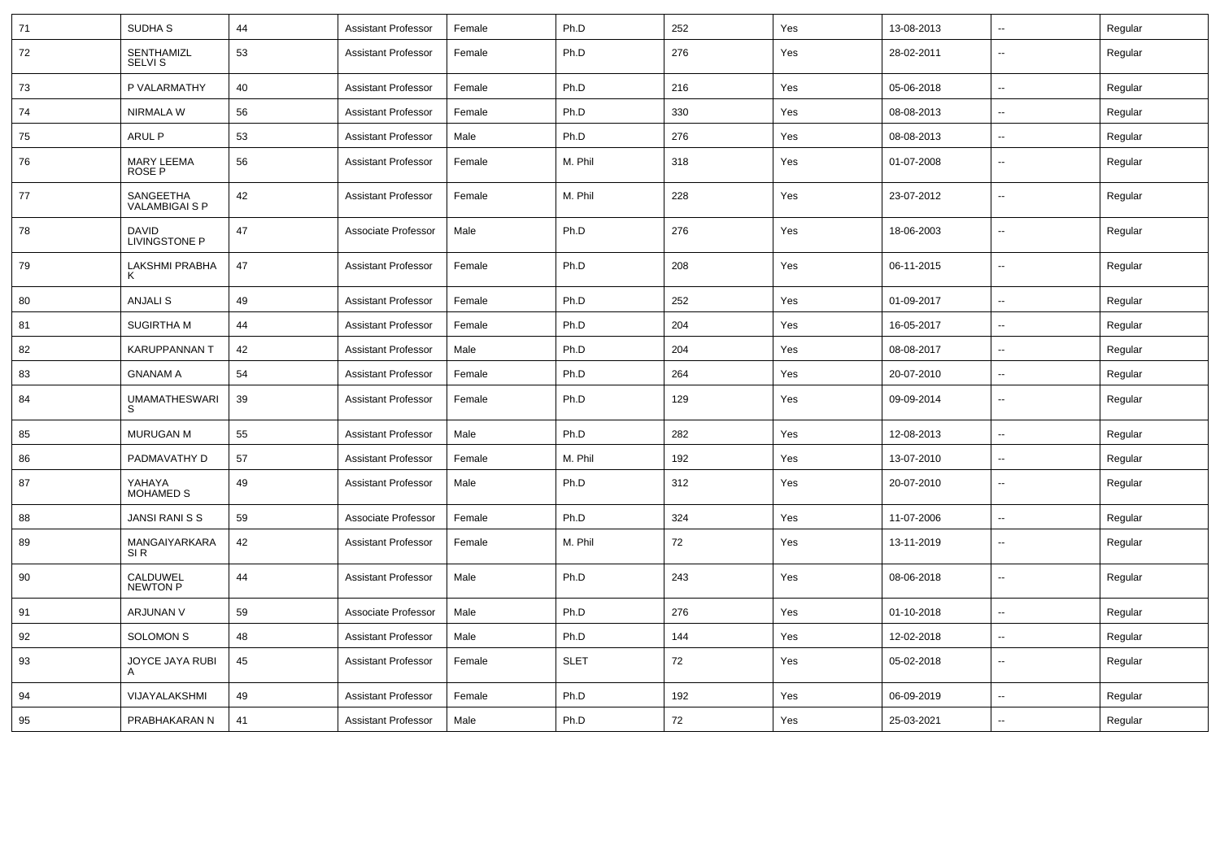| | | | | | | | | | | |
|---|---|---|---|---|---|---|---|---|---|---|
| 71 | SUDHA S | 44 | Assistant Professor | Female | Ph.D | 252 | Yes | 13-08-2013 | -- | Regular |
| 72 | SENTHAMIZL SELVI S | 53 | Assistant Professor | Female | Ph.D | 276 | Yes | 28-02-2011 | -- | Regular |
| 73 | P VALARMATHY | 40 | Assistant Professor | Female | Ph.D | 216 | Yes | 05-06-2018 | -- | Regular |
| 74 | NIRMALA W | 56 | Assistant Professor | Female | Ph.D | 330 | Yes | 08-08-2013 | -- | Regular |
| 75 | ARUL P | 53 | Assistant Professor | Male | Ph.D | 276 | Yes | 08-08-2013 | -- | Regular |
| 76 | MARY LEEMA ROSE P | 56 | Assistant Professor | Female | M. Phil | 318 | Yes | 01-07-2008 | -- | Regular |
| 77 | SANGEETHA VALAMBIGAI S P | 42 | Assistant Professor | Female | M. Phil | 228 | Yes | 23-07-2012 | -- | Regular |
| 78 | DAVID LIVINGSTONE P | 47 | Associate Professor | Male | Ph.D | 276 | Yes | 18-06-2003 | -- | Regular |
| 79 | LAKSHMI PRABHA K | 47 | Assistant Professor | Female | Ph.D | 208 | Yes | 06-11-2015 | -- | Regular |
| 80 | ANJALI S | 49 | Assistant Professor | Female | Ph.D | 252 | Yes | 01-09-2017 | -- | Regular |
| 81 | SUGIRTHA M | 44 | Assistant Professor | Female | Ph.D | 204 | Yes | 16-05-2017 | -- | Regular |
| 82 | KARUPPANNAN T | 42 | Assistant Professor | Male | Ph.D | 204 | Yes | 08-08-2017 | -- | Regular |
| 83 | GNANAM A | 54 | Assistant Professor | Female | Ph.D | 264 | Yes | 20-07-2010 | -- | Regular |
| 84 | UMAMATHESWARI S | 39 | Assistant Professor | Female | Ph.D | 129 | Yes | 09-09-2014 | -- | Regular |
| 85 | MURUGAN M | 55 | Assistant Professor | Male | Ph.D | 282 | Yes | 12-08-2013 | -- | Regular |
| 86 | PADMAVATHY D | 57 | Assistant Professor | Female | M. Phil | 192 | Yes | 13-07-2010 | -- | Regular |
| 87 | YAHAYA MOHAMED S | 49 | Assistant Professor | Male | Ph.D | 312 | Yes | 20-07-2010 | -- | Regular |
| 88 | JANSI RANI S S | 59 | Associate Professor | Female | Ph.D | 324 | Yes | 11-07-2006 | -- | Regular |
| 89 | MANGAIYARKARASI R | 42 | Assistant Professor | Female | M. Phil | 72 | Yes | 13-11-2019 | -- | Regular |
| 90 | CALDUWEL NEWTON P | 44 | Assistant Professor | Male | Ph.D | 243 | Yes | 08-06-2018 | -- | Regular |
| 91 | ARJUNAN V | 59 | Associate Professor | Male | Ph.D | 276 | Yes | 01-10-2018 | -- | Regular |
| 92 | SOLOMON S | 48 | Assistant Professor | Male | Ph.D | 144 | Yes | 12-02-2018 | -- | Regular |
| 93 | JOYCE JAYA RUBI A | 45 | Assistant Professor | Female | SLET | 72 | Yes | 05-02-2018 | -- | Regular |
| 94 | VIJAYALAKSHMI | 49 | Assistant Professor | Female | Ph.D | 192 | Yes | 06-09-2019 | -- | Regular |
| 95 | PRABHAKARAN N | 41 | Assistant Professor | Male | Ph.D | 72 | Yes | 25-03-2021 | -- | Regular |